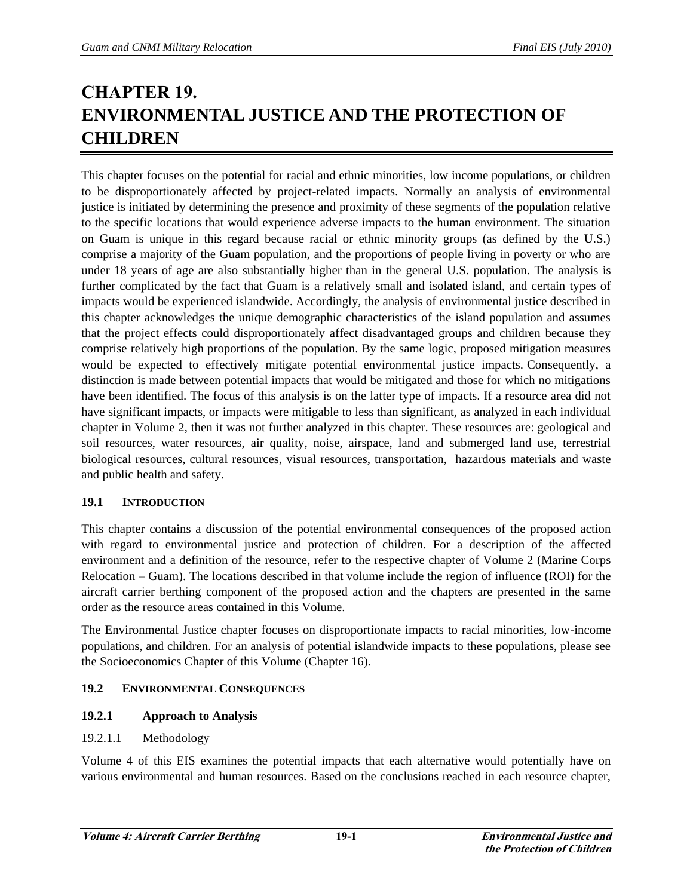# CHAPTER 19. ENVIRONMENTAL JUSTICE AND THE PROTECTION OF CHILDREN

This chapter focuses on the potential for racial and ethnic minorities, low income populations, or children to be disproportionately affected by project-related impacts. Normally an analysis of environmental justice is initiated by determining the presence and proximity of these segments of the population relative to the specific locations that would experience adverse impacts to the human environment. The situation on Guam is unique in this regard because racial or ethnic minority groups (as defined by the U.S.) comprise a majority of the Guam population, and the proportions of people living in poverty or who are under 18 years of age are also substantially higher than in the general U.S. population. The analysis is further complicated by the fact that Guam is a relatively small and isolated island, and certain types of impacts would be experienced islandwide. Accordingly, the analysis of environmental justice described in this chapter acknowledges the unique demographic characteristics of the island population and assumes that the project effects could disproportionately affect disadvantaged groups and children because they comprise relatively high proportions of the population. By the same logic, proposed mitigation measures would be expected to effectively mitigate potential environmental justice impacts. Consequently, a distinction is made between potential impacts that would be mitigated and those for which no mitigations have been identified. The focus of this analysis is on the latter type of impacts. If a resource area did not have significant impacts, or impacts were mitigable to less than significant, as analyzed in each individual chapter in Volume 2, then it was not further analyzed in this chapter. These resources are: geological and soil resources, water resources, air quality, noise, airspace, land and submerged land use, terrestrial biological resources, cultural resources, visual resources, transportation, hazardous materials and waste and public health and safety.

## 19.1 INTRODUCTION

This chapter contains a discussion of the potential environmental consequences of the proposed action with regard to environmental justice and protection of children. For a description of the affected environment and a definition of the resource, refer to the respective chapter of Volume 2 (Marine Corps Relocation – Guam). The locations described in that volume include the region of influence (ROI) for the aircraft carrier berthing component of the proposed action and the chapters are presented in the same order as the resource areas contained in this Volume.

The Environmental Justice chapter focuses on disproportionate impacts to racial minorities, low-income populations, and children. For an analysis of potential islandwide impacts to these populations, please see the Socioeconomics Chapter of this Volume (Chapter 16).

## 19.2 ENVIRONMENTAL CONSEQUENCES

### 19.2.1 Approach to Analysis

#### 19.2.1.1 Methodology

Volume 4 of this EIS examines the potential impacts that each alternative would potentially have on various environmental and human resources. Based on the conclusions reached in each resource chapter,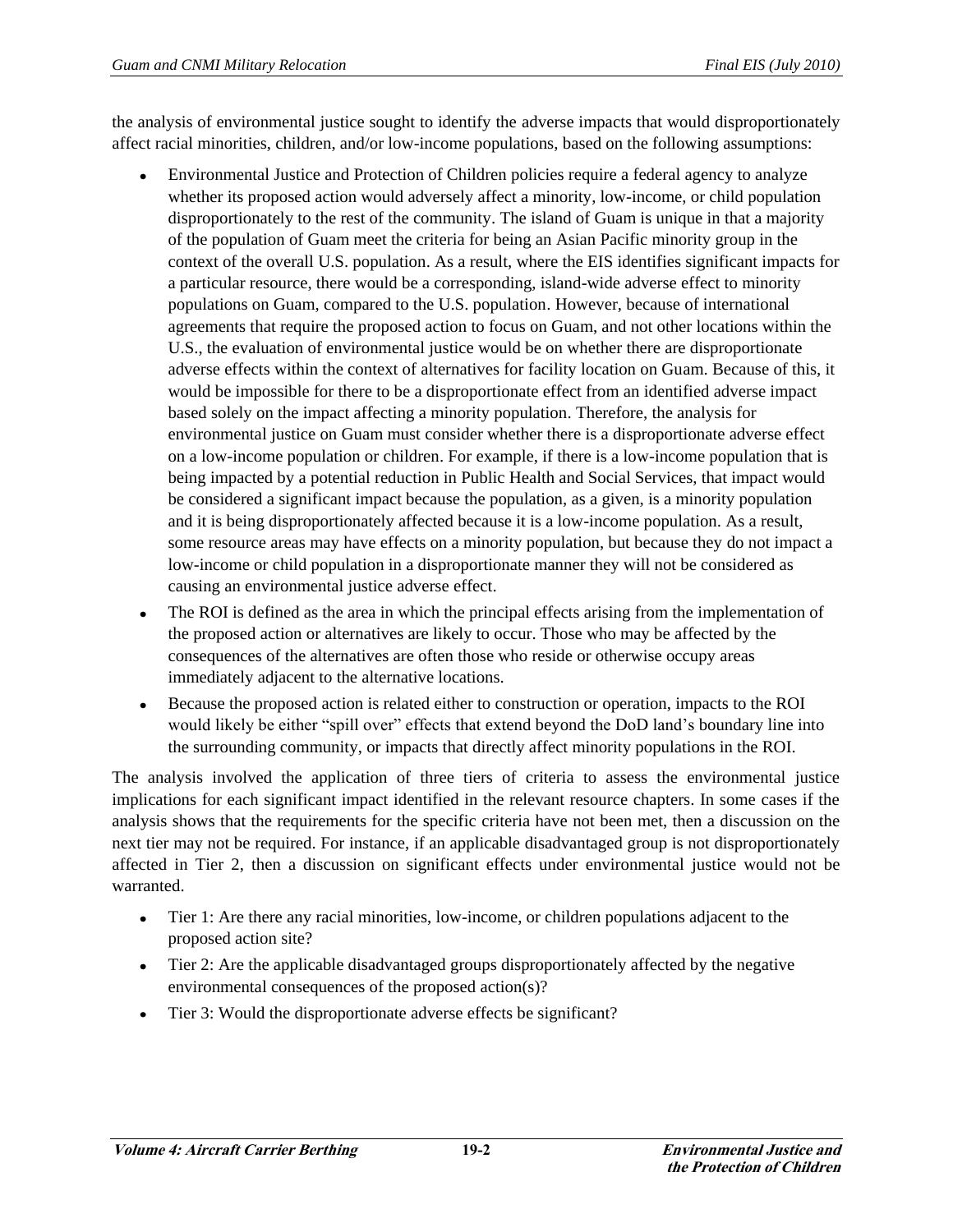the analysis of environmental justice sought to identify the adverse impacts that would disproportionately affect racial minorities, children, and/or low-income populations, based on the following assumptions:

- Environmental Justice and Protection of Children policies require a federal agency to analyze whether its proposed action would adversely affect a minority, low-income, or child population disproportionately to the rest of the community. The island of Guam is unique in that a majority of the population of Guam meet the criteria for being an Asian Pacific minority group in the context of the overall U.S. population. As a result, where the EIS identifies significant impacts for a particular resource, there would be a corresponding, island-wide adverse effect to minority populations on Guam, compared to the U.S. population. However, because of international agreements that require the proposed action to focus on Guam, and not other locations within the U.S., the evaluation of environmental justice would be on whether there are disproportionate adverse effects within the context of alternatives for facility location on Guam. Because of this, it would be impossible for there to be a disproportionate effect from an identified adverse impact based solely on the impact affecting a minority population. Therefore, the analysis for environmental justice on Guam must consider whether there is a disproportionate adverse effect on a low-income population or children. For example, if there is a low-income population that is being impacted by a potential reduction in Public Health and Social Services, that impact would be considered a significant impact because the population, as a given, is a minority population and it is being disproportionately affected because it is a low-income population. As a result, some resource areas may have effects on a minority population, but because they do not impact a low-income or child population in a disproportionate manner they will not be considered as causing an environmental justice adverse effect.
- The ROI is defined as the area in which the principal effects arising from the implementation of the proposed action or alternatives are likely to occur. Those who may be affected by the consequences of the alternatives are often those who reside or otherwise occupy areas immediately adjacent to the alternative locations.
- Because the proposed action is related either to construction or operation, impacts to the ROI would likely be either "spill over" effects that extend beyond the DoD land's boundary line into the surrounding community, or impacts that directly affect minority populations in the ROI.

The analysis involved the application of three tiers of criteria to assess the environmental justice implications for each significant impact identified in the relevant resource chapters. In some cases if the analysis shows that the requirements for the specific criteria have not been met, then a discussion on the next tier may not be required. For instance, if an applicable disadvantaged group is not disproportionately affected in Tier 2, then a discussion on significant effects under environmental justice would not be warranted.

- Tier 1: Are there any racial minorities, low-income, or children populations adjacent to the proposed action site?
- Tier 2: Are the applicable disadvantaged groups disproportionately affected by the negative environmental consequences of the proposed action(s)?
- Tier 3: Would the disproportionate adverse effects be significant?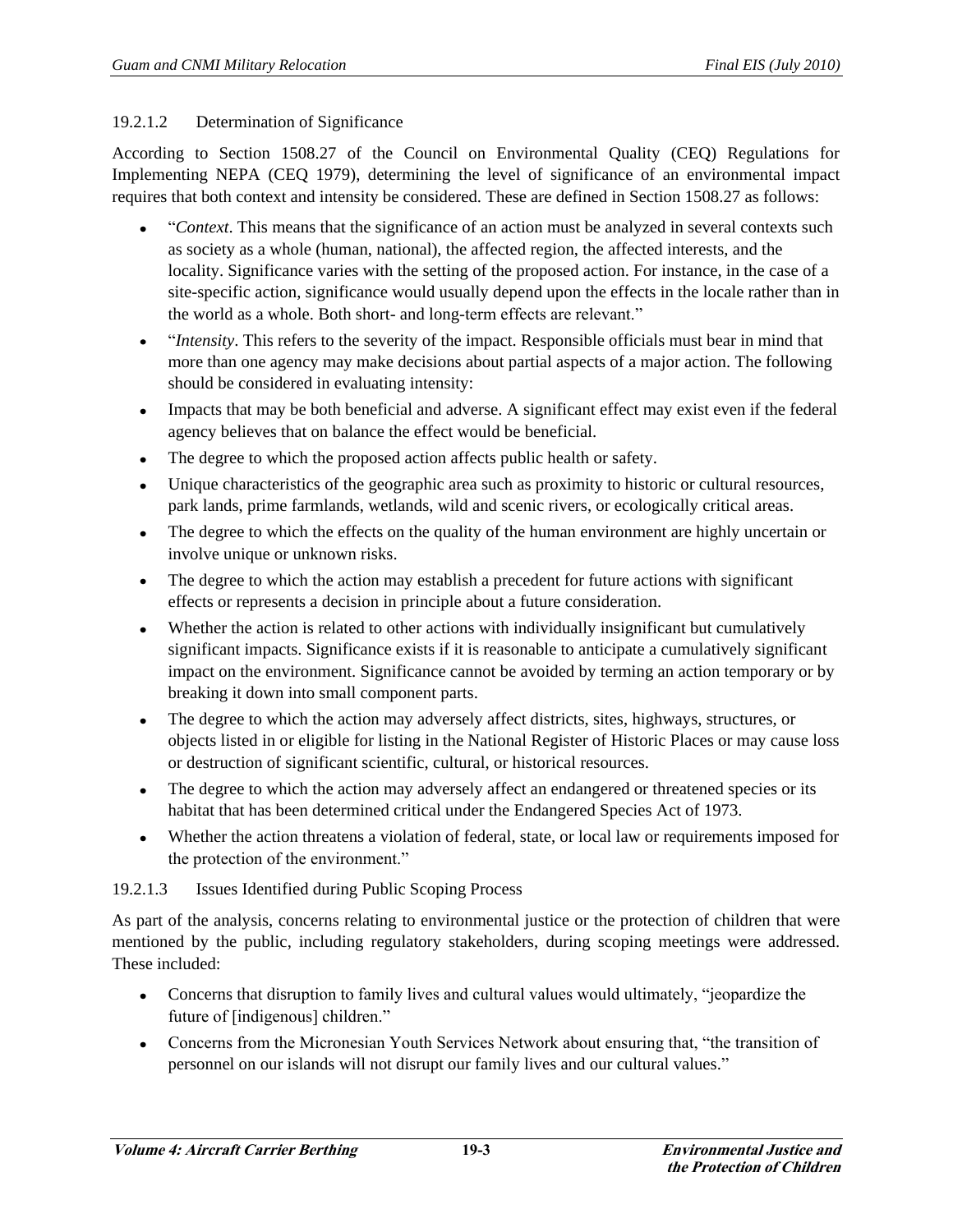#### 19.2.1.2 Determination of Significance

According to Section 1508.27 of the Council on Environmental Quality (CEQ) Regulations for Implementing NEPA (CEQ 1979), determining the level of significance of an environmental impact requires that both context and intensity be considered. These are defined in Section 1508.27 as follows:

- "*Context*. This means that the significance of an action must be analyzed in several contexts such as society as a whole (human, national), the affected region, the affected interests, and the locality. Significance varies with the setting of the proposed action. For instance, in the case of a site-specific action, significance would usually depend upon the effects in the locale rather than in the world as a whole. Both short- and long-term effects are relevant."
- "*Intensity*. This refers to the severity of the impact. Responsible officials must bear in mind that more than one agency may make decisions about partial aspects of a major action. The following should be considered in evaluating intensity:
- Impacts that may be both beneficial and adverse. A significant effect may exist even if the federal agency believes that on balance the effect would be beneficial.
- The degree to which the proposed action affects public health or safety.
- Unique characteristics of the geographic area such as proximity to historic or cultural resources, park lands, prime farmlands, wetlands, wild and scenic rivers, or ecologically critical areas.
- The degree to which the effects on the quality of the human environment are highly uncertain or involve unique or unknown risks.
- The degree to which the action may establish a precedent for future actions with significant effects or represents a decision in principle about a future consideration.
- Whether the action is related to other actions with individually insignificant but cumulatively significant impacts. Significance exists if it is reasonable to anticipate a cumulatively significant impact on the environment. Significance cannot be avoided by terming an action temporary or by breaking it down into small component parts.
- The degree to which the action may adversely affect districts, sites, highways, structures, or objects listed in or eligible for listing in the National Register of Historic Places or may cause loss or destruction of significant scientific, cultural, or historical resources.
- The degree to which the action may adversely affect an endangered or threatened species or its habitat that has been determined critical under the Endangered Species Act of 1973.
- Whether the action threatens a violation of federal, state, or local law or requirements imposed for the protection of the environment."

#### 19.2.1.3 Issues Identified during Public Scoping Process

As part of the analysis, concerns relating to environmental justice or the protection of children that were mentioned by the public, including regulatory stakeholders, during scoping meetings were addressed. These included:

- Concerns that disruption to family lives and cultural values would ultimately, "jeopardize the future of [indigenous] children."
- Concerns from the Micronesian Youth Services Network about ensuring that, "the transition of personnel on our islands will not disrupt our family lives and our cultural values."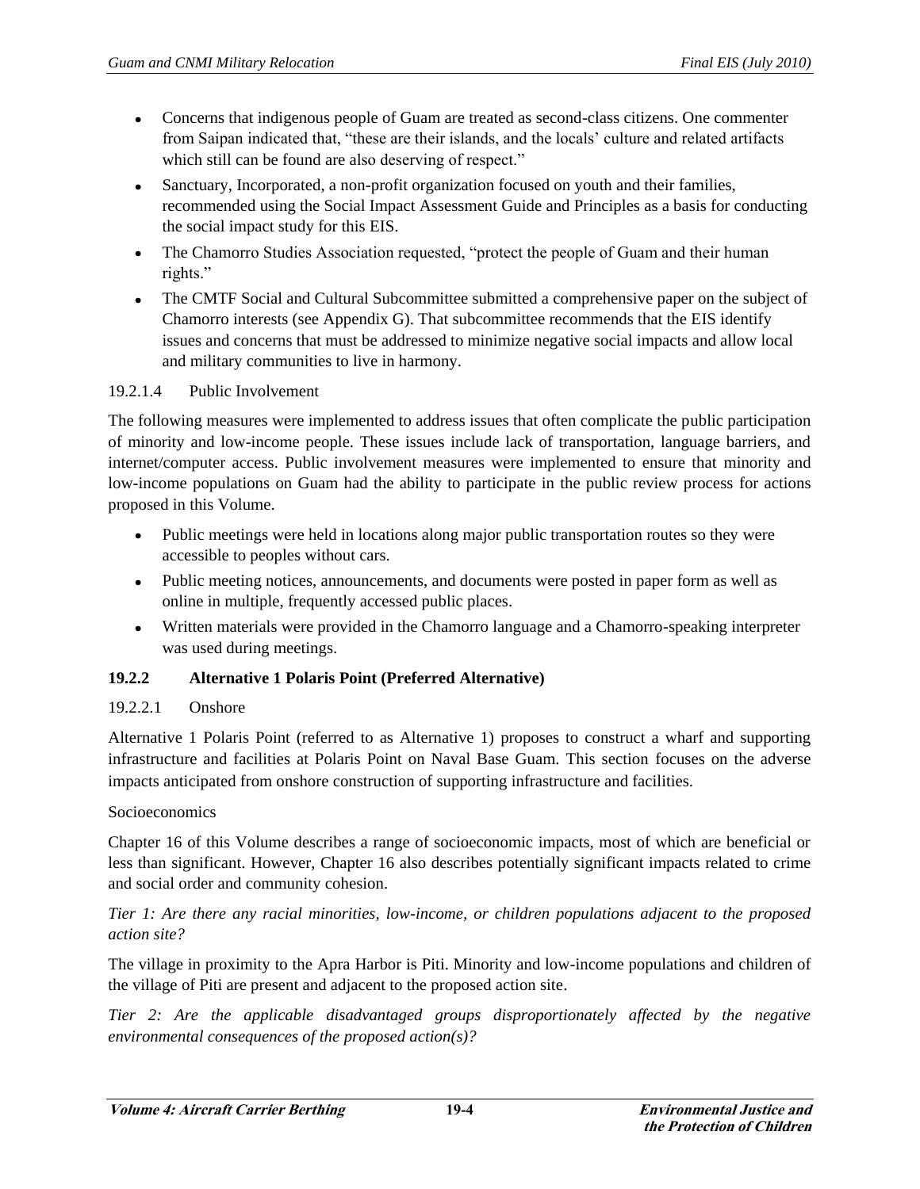- Concerns that indigenous people of Guam are treated as second-class citizens. One commenter from Saipan indicated that, "these are their islands, and the locals' culture and related artifacts which still can be found are also deserving of respect."
- Sanctuary, Incorporated, a non-profit organization focused on youth and their families, recommended using the Social Impact Assessment Guide and Principles as a basis for conducting the social impact study for this EIS.
- The Chamorro Studies Association requested, "protect the people of Guam and their human rights."
- The CMTF Social and Cultural Subcommittee submitted a comprehensive paper on the subject of Chamorro interests (see Appendix G). That subcommittee recommends that the EIS identify issues and concerns that must be addressed to minimize negative social impacts and allow local and military communities to live in harmony.

#### 19.2.1.4 Public Involvement

The following measures were implemented to address issues that often complicate the public participation of minority and low-income people. These issues include lack of transportation, language barriers, and internet/computer access. Public involvement measures were implemented to ensure that minority and low-income populations on Guam had the ability to participate in the public review process for actions proposed in this Volume.

- Public meetings were held in locations along major public transportation routes so they were accessible to peoples without cars.
- Public meeting notices, announcements, and documents were posted in paper form as well as online in multiple, frequently accessed public places.
- Written materials were provided in the Chamorro language and a Chamorro-speaking interpreter was used during meetings.

### 19.2.2 Alternative 1 Polaris Point (Preferred Alternative)

#### 19.2.2.1 Onshore

Alternative 1 Polaris Point (referred to as Alternative 1) proposes to construct a wharf and supporting infrastructure and facilities at Polaris Point on Naval Base Guam. This section focuses on the adverse impacts anticipated from onshore construction of supporting infrastructure and facilities.

Socioeconomics

Chapter 16 of this Volume describes a range of socioeconomic impacts, most of which are beneficial or less than significant. However, Chapter 16 also describes potentially significant impacts related to crime and social order and community cohesion.

*Tier 1: Are there any racial minorities, low-income, or children populations adjacent to the proposed action site?*

The village in proximity to the Apra Harbor is Piti. Minority and low-income populations and children of the village of Piti are present and adjacent to the proposed action site.

*Tier 2: Are the applicable disadvantaged groups disproportionately affected by the negative environmental consequences of the proposed action(s)?*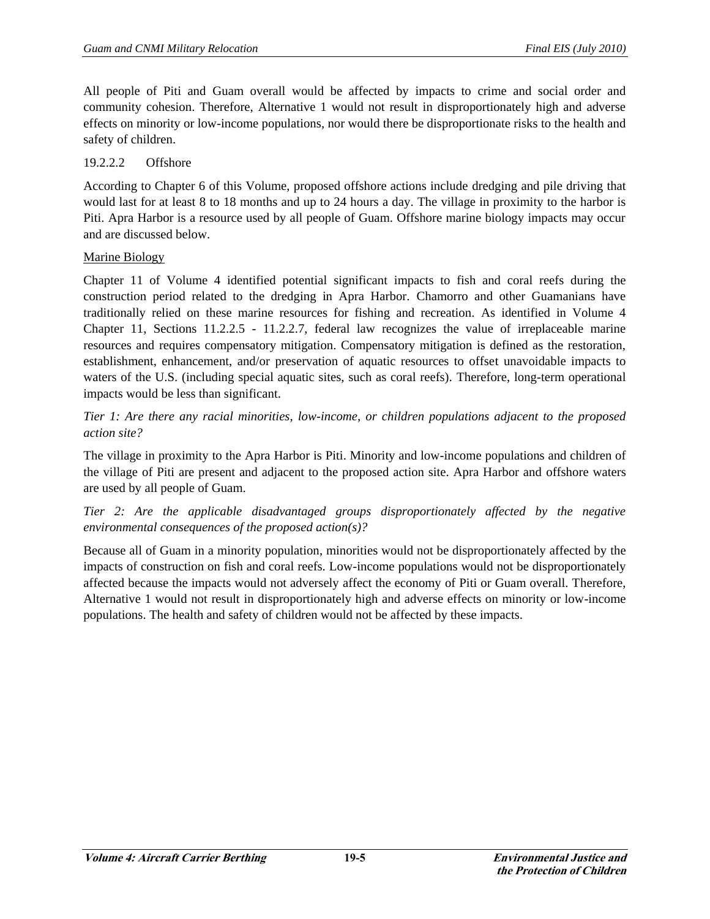All people of Piti and Guam overall would be affected by impacts to crime and social order and community cohesion. Therefore, Alternative 1 would not result in disproportionately high and adverse effects on minority or low-income populations, nor would there be disproportionate risks to the health and safety of children.

#### 19.2.2.2 Offshore

According to Chapter 6 of this Volume, proposed offshore actions include dredging and pile driving that would last for at least 8 to 18 months and up to 24 hours a day. The village in proximity to the harbor is Piti. Apra Harbor is a resource used by all people of Guam. Offshore marine biology impacts may occur and are discussed below.

<u>Marine Biology</u>

Chapter 11 of Volume 4 identified potential significant impacts to fish and coral reefs during the construction period related to the dredging in Apra Harbor. Chamorro and other Guamanians have traditionally relied on these marine resources for fishing and recreation. As identified in Volume 4 Chapter 11, Sections 11.2.2.5 - 11.2.2.7, federal law recognizes the value of irreplaceable marine resources and requires compensatory mitigation. Compensatory mitigation is defined as the restoration, establishment, enhancement, and/or preservation of aquatic resources to offset unavoidable impacts to waters of the U.S. (including special aquatic sites, such as coral reefs). Therefore, long-term operational impacts would be less than significant.

*Tier 1: Are there any racial minorities, low-income, or children populations adjacent to the proposed action site?*

The village in proximity to the Apra Harbor is Piti. Minority and low-income populations and children of the village of Piti are present and adjacent to the proposed action site. Apra Harbor and offshore waters are used by all people of Guam.

*Tier 2: Are the applicable disadvantaged groups disproportionately affected by the negative environmental consequences of the proposed action(s)?*

Because all of Guam in a minority population, minorities would not be disproportionately affected by the impacts of construction on fish and coral reefs. Low-income populations would not be disproportionately affected because the impacts would not adversely affect the economy of Piti or Guam overall. Therefore, Alternative 1 would not result in disproportionately high and adverse effects on minority or low-income populations. The health and safety of children would not be affected by these impacts.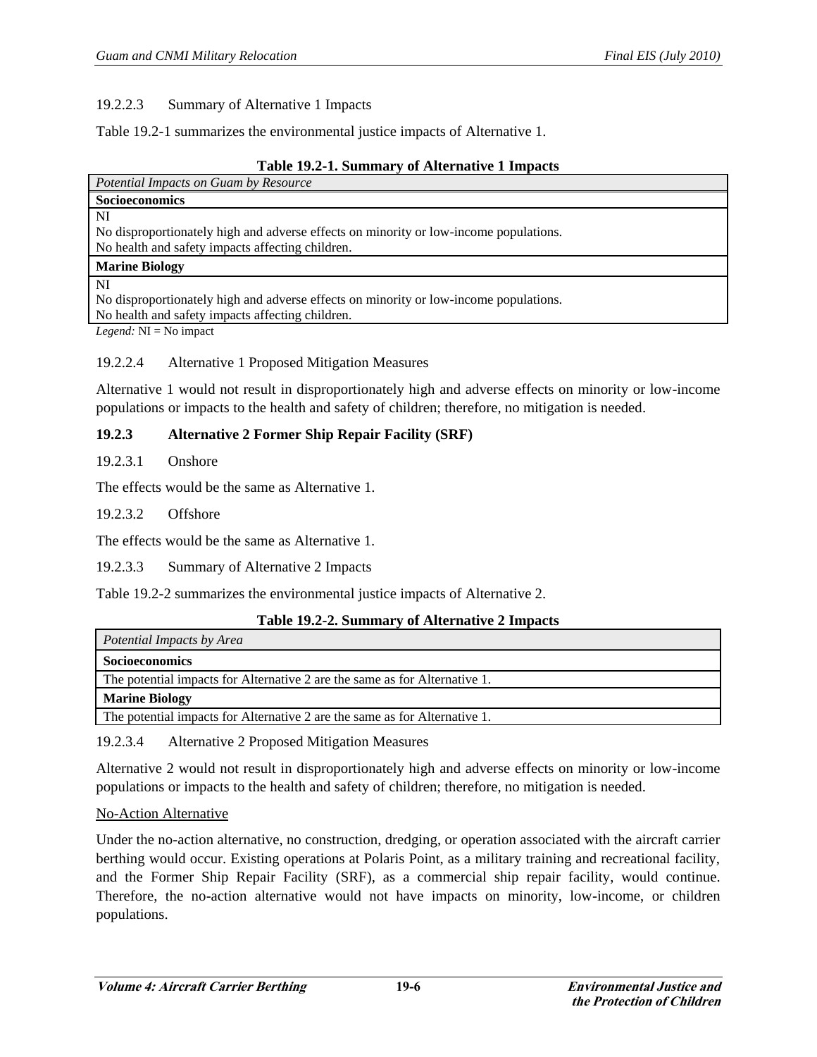19.2.2.3 Summary of Alternative 1 Impacts

Table 19.2-1 summarizes the environmental justice impacts of Alternative 1.

**Table 19.2-1. Summary of Alternative 1 Impacts**

| *Potential Impacts on Guam by Resource* |
|---|
| **Socioeconomics** |
| NI<br>No disproportionately high and adverse effects on minority or low-income populations.<br>No health and safety impacts affecting children. |
| **Marine Biology** |
| NI<br>No disproportionately high and adverse effects on minority or low-income populations.<br>No health and safety impacts affecting children. |

*Legend:* NI = No impact

19.2.2.4 Alternative 1 Proposed Mitigation Measures

Alternative 1 would not result in disproportionately high and adverse effects on minority or low-income populations or impacts to the health and safety of children; therefore, no mitigation is needed.

### 19.2.3 Alternative 2 Former Ship Repair Facility (SRF)

19.2.3.1 Onshore

The effects would be the same as Alternative 1.

19.2.3.2 Offshore

The effects would be the same as Alternative 1.

19.2.3.3 Summary of Alternative 2 Impacts

Table 19.2-2 summarizes the environmental justice impacts of Alternative 2.

**Table 19.2-2. Summary of Alternative 2 Impacts**

| *Potential Impacts by Area* |
|---|
| **Socioeconomics** |
| The potential impacts for Alternative 2 are the same as for Alternative 1. |
| **Marine Biology** |
| The potential impacts for Alternative 2 are the same as for Alternative 1. |

19.2.3.4 Alternative 2 Proposed Mitigation Measures

Alternative 2 would not result in disproportionately high and adverse effects on minority or low-income populations or impacts to the health and safety of children; therefore, no mitigation is needed.

No-Action Alternative

Under the no-action alternative, no construction, dredging, or operation associated with the aircraft carrier berthing would occur. Existing operations at Polaris Point, as a military training and recreational facility, and the Former Ship Repair Facility (SRF), as a commercial ship repair facility, would continue. Therefore, the no-action alternative would not have impacts on minority, low-income, or children populations.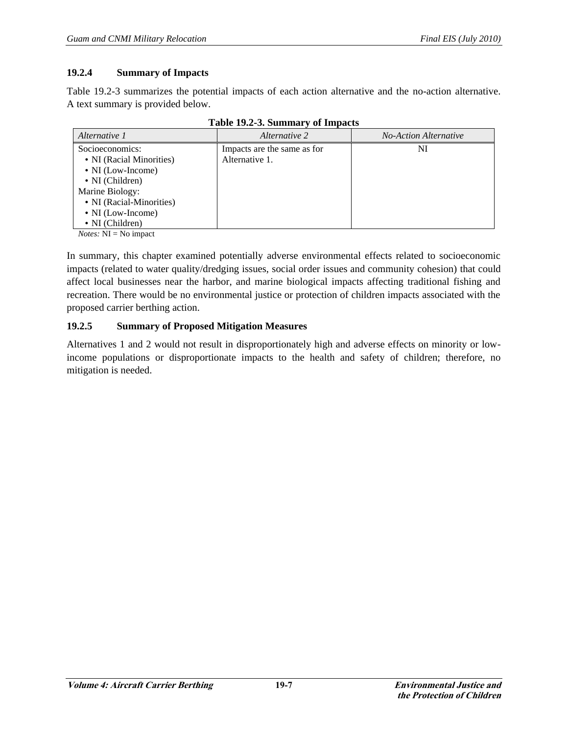### 19.2.4 Summary of Impacts

Table 19.2-3 summarizes the potential impacts of each action alternative and the no-action alternative. A text summary is provided below.

**Table 19.2-3. Summary of Impacts**

| *Alternative 1* | *Alternative 2* | *No-Action Alternative* |
|---|---|---|
| Socioeconomics:<br>• NI (Racial Minorities)<br>• NI (Low-Income)<br>• NI (Children)<br>Marine Biology:<br>• NI (Racial-Minorities)<br>• NI (Low-Income)<br>• NI (Children) | Impacts are the same as for Alternative 1. | NI |

*Notes:* NI = No impact

In summary, this chapter examined potentially adverse environmental effects related to socioeconomic impacts (related to water quality/dredging issues, social order issues and community cohesion) that could affect local businesses near the harbor, and marine biological impacts affecting traditional fishing and recreation. There would be no environmental justice or protection of children impacts associated with the proposed carrier berthing action.

### 19.2.5 Summary of Proposed Mitigation Measures

Alternatives 1 and 2 would not result in disproportionately high and adverse effects on minority or low-income populations or disproportionate impacts to the health and safety of children; therefore, no mitigation is needed.